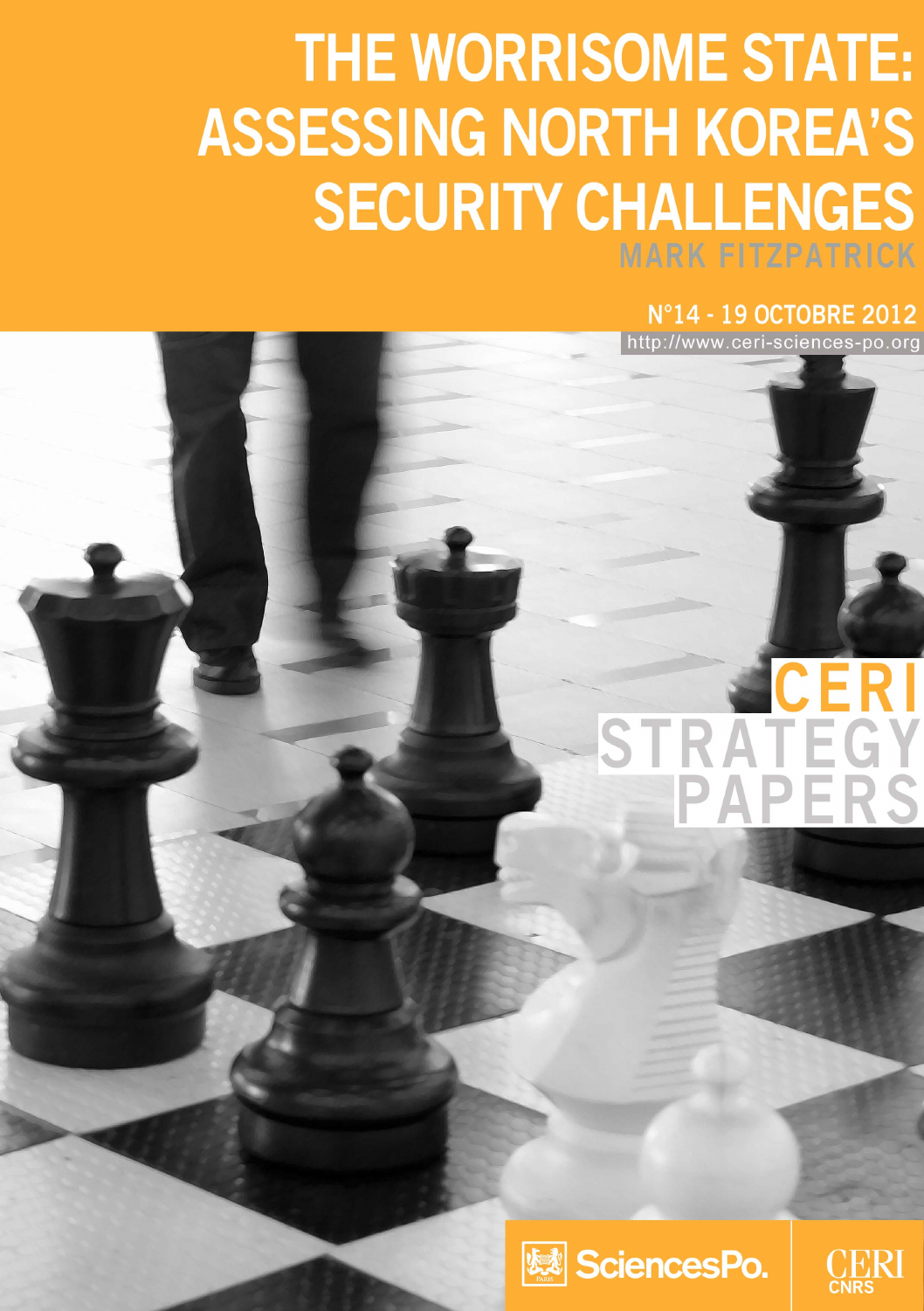# THE WORRISOME STATE: ASSESSING NORTH KOREA'S SECURITY CHALLENGES

**MARK FITZPATRICK**

N°14 - 19 OCTOBRE 2012

http://www.ceri-sciences-po.org

CERI STRATEGY PAPERS

SciencesPo.

CERI CNRS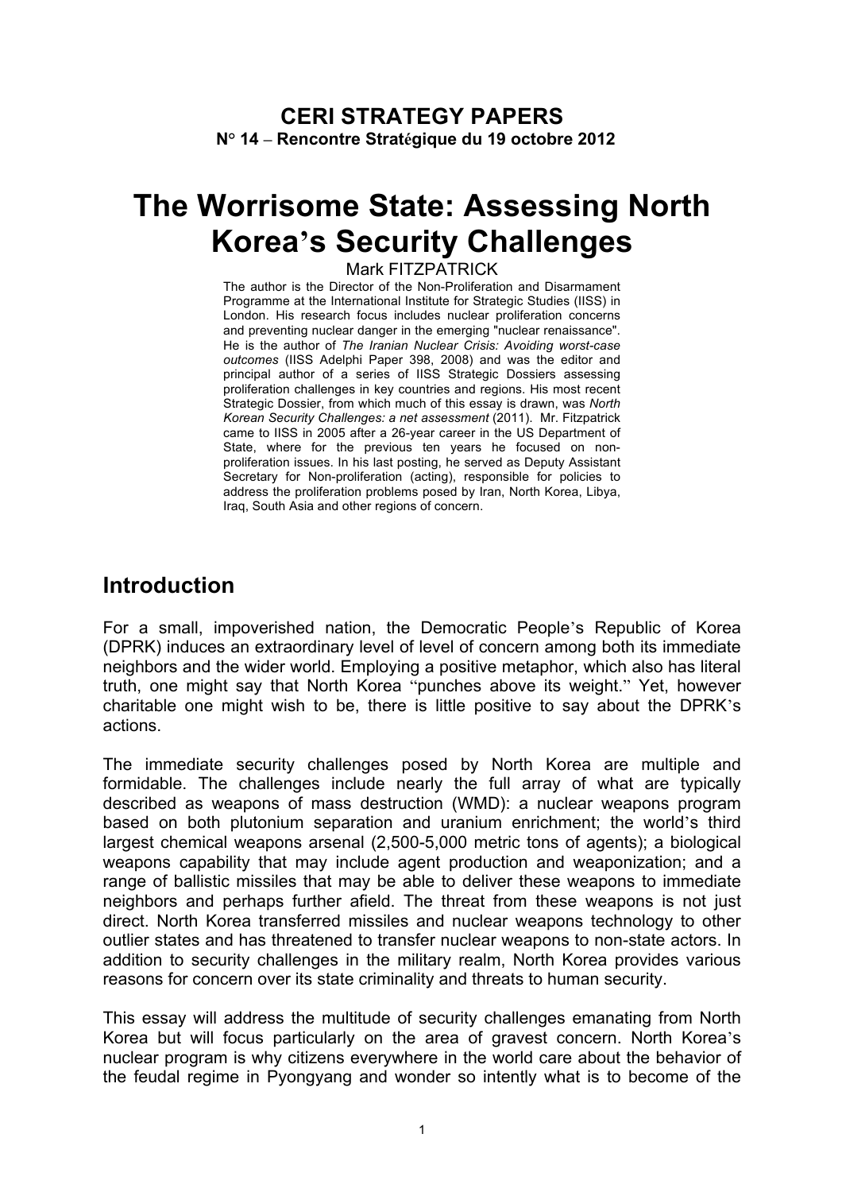**CERI STRATEGY PAPERS**
**N° 14 – Rencontre Stratégique du 19 octobre 2012**

# The Worrisome State: Assessing North Korea's Security Challenges

Mark FITZPATRICK

The author is the Director of the Non-Proliferation and Disarmament Programme at the International Institute for Strategic Studies (IISS) in London. His research focus includes nuclear proliferation concerns and preventing nuclear danger in the emerging "nuclear renaissance". He is the author of *The Iranian Nuclear Crisis: Avoiding worst-case outcomes* (IISS Adelphi Paper 398, 2008) and was the editor and principal author of a series of IISS Strategic Dossiers assessing proliferation challenges in key countries and regions. His most recent Strategic Dossier, from which much of this essay is drawn, was *North Korean Security Challenges: a net assessment* (2011). Mr. Fitzpatrick came to IISS in 2005 after a 26-year career in the US Department of State, where for the previous ten years he focused on non-proliferation issues. In his last posting, he served as Deputy Assistant Secretary for Non-proliferation (acting), responsible for policies to address the proliferation problems posed by Iran, North Korea, Libya, Iraq, South Asia and other regions of concern.

## Introduction

For a small, impoverished nation, the Democratic People's Republic of Korea (DPRK) induces an extraordinary level of level of concern among both its immediate neighbors and the wider world. Employing a positive metaphor, which also has literal truth, one might say that North Korea "punches above its weight." Yet, however charitable one might wish to be, there is little positive to say about the DPRK's actions.

The immediate security challenges posed by North Korea are multiple and formidable. The challenges include nearly the full array of what are typically described as weapons of mass destruction (WMD): a nuclear weapons program based on both plutonium separation and uranium enrichment; the world's third largest chemical weapons arsenal (2,500-5,000 metric tons of agents); a biological weapons capability that may include agent production and weaponization; and a range of ballistic missiles that may be able to deliver these weapons to immediate neighbors and perhaps further afield. The threat from these weapons is not just direct. North Korea transferred missiles and nuclear weapons technology to other outlier states and has threatened to transfer nuclear weapons to non-state actors. In addition to security challenges in the military realm, North Korea provides various reasons for concern over its state criminality and threats to human security.

This essay will address the multitude of security challenges emanating from North Korea but will focus particularly on the area of gravest concern. North Korea's nuclear program is why citizens everywhere in the world care about the behavior of the feudal regime in Pyongyang and wonder so intently what is to become of the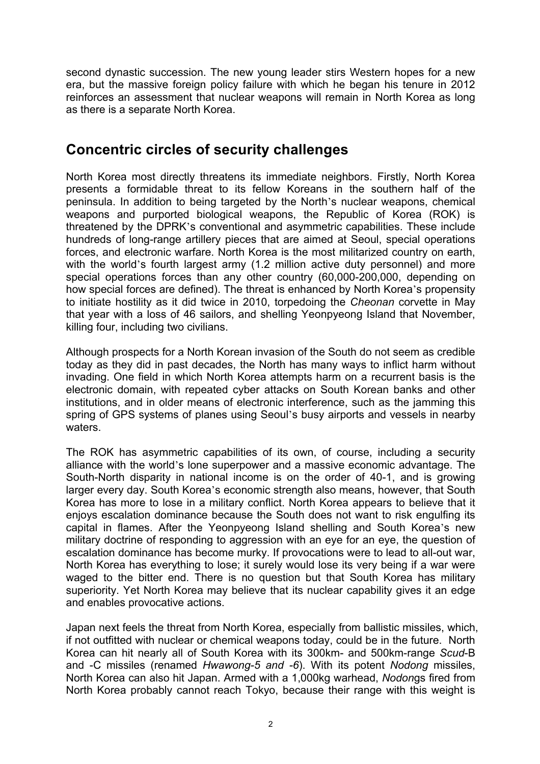second dynastic succession. The new young leader stirs Western hopes for a new era, but the massive foreign policy failure with which he began his tenure in 2012 reinforces an assessment that nuclear weapons will remain in North Korea as long as there is a separate North Korea.

## Concentric circles of security challenges

North Korea most directly threatens its immediate neighbors. Firstly, North Korea presents a formidable threat to its fellow Koreans in the southern half of the peninsula. In addition to being targeted by the North's nuclear weapons, chemical weapons and purported biological weapons, the Republic of Korea (ROK) is threatened by the DPRK's conventional and asymmetric capabilities. These include hundreds of long-range artillery pieces that are aimed at Seoul, special operations forces, and electronic warfare. North Korea is the most militarized country on earth, with the world's fourth largest army (1.2 million active duty personnel) and more special operations forces than any other country (60,000-200,000, depending on how special forces are defined). The threat is enhanced by North Korea's propensity to initiate hostility as it did twice in 2010, torpedoing the *Cheonan* corvette in May that year with a loss of 46 sailors, and shelling Yeonpyeong Island that November, killing four, including two civilians.

Although prospects for a North Korean invasion of the South do not seem as credible today as they did in past decades, the North has many ways to inflict harm without invading. One field in which North Korea attempts harm on a recurrent basis is the electronic domain, with repeated cyber attacks on South Korean banks and other institutions, and in older means of electronic interference, such as the jamming this spring of GPS systems of planes using Seoul's busy airports and vessels in nearby waters.

The ROK has asymmetric capabilities of its own, of course, including a security alliance with the world's lone superpower and a massive economic advantage. The South-North disparity in national income is on the order of 40-1, and is growing larger every day. South Korea's economic strength also means, however, that South Korea has more to lose in a military conflict. North Korea appears to believe that it enjoys escalation dominance because the South does not want to risk engulfing its capital in flames. After the Yeonpyeong Island shelling and South Korea's new military doctrine of responding to aggression with an eye for an eye, the question of escalation dominance has become murky. If provocations were to lead to all-out war, North Korea has everything to lose; it surely would lose its very being if a war were waged to the bitter end. There is no question but that South Korea has military superiority. Yet North Korea may believe that its nuclear capability gives it an edge and enables provocative actions.

Japan next feels the threat from North Korea, especially from ballistic missiles, which, if not outfitted with nuclear or chemical weapons today, could be in the future. North Korea can hit nearly all of South Korea with its 300km- and 500km-range *Scud*-B and -C missiles (renamed *Hwawong-5 and -6*). With its potent *Nodong* missiles, North Korea can also hit Japan. Armed with a 1,000kg warhead, *Nodong*s fired from North Korea probably cannot reach Tokyo, because their range with this weight is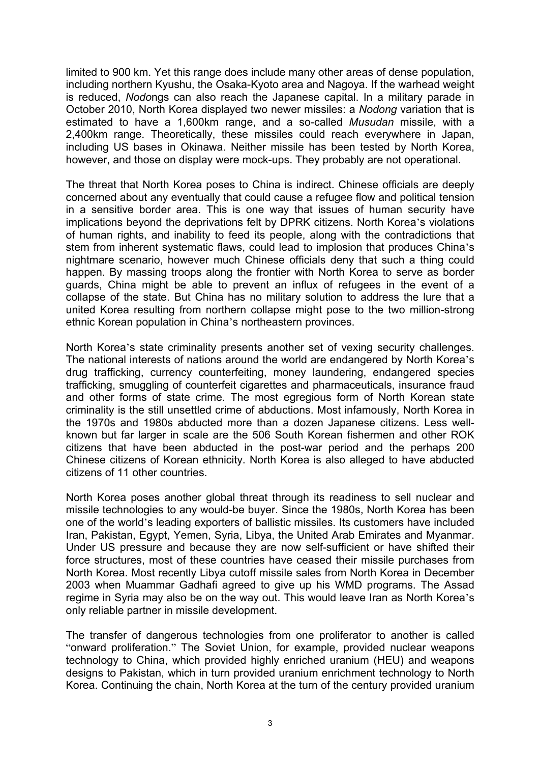limited to 900 km. Yet this range does include many other areas of dense population, including northern Kyushu, the Osaka-Kyoto area and Nagoya. If the warhead weight is reduced, *Nodo*ngs can also reach the Japanese capital. In a military parade in October 2010, North Korea displayed two newer missiles: a *Nodong* variation that is estimated to have a 1,600km range, and a so-called *Musudan* missile, with a 2,400km range. Theoretically, these missiles could reach everywhere in Japan, including US bases in Okinawa. Neither missile has been tested by North Korea, however, and those on display were mock-ups. They probably are not operational.

The threat that North Korea poses to China is indirect. Chinese officials are deeply concerned about any eventually that could cause a refugee flow and political tension in a sensitive border area. This is one way that issues of human security have implications beyond the deprivations felt by DPRK citizens. North Korea's violations of human rights, and inability to feed its people, along with the contradictions that stem from inherent systematic flaws, could lead to implosion that produces China's nightmare scenario, however much Chinese officials deny that such a thing could happen. By massing troops along the frontier with North Korea to serve as border guards, China might be able to prevent an influx of refugees in the event of a collapse of the state. But China has no military solution to address the lure that a united Korea resulting from northern collapse might pose to the two million-strong ethnic Korean population in China's northeastern provinces.

North Korea's state criminality presents another set of vexing security challenges. The national interests of nations around the world are endangered by North Korea's drug trafficking, currency counterfeiting, money laundering, endangered species trafficking, smuggling of counterfeit cigarettes and pharmaceuticals, insurance fraud and other forms of state crime. The most egregious form of North Korean state criminality is the still unsettled crime of abductions. Most infamously, North Korea in the 1970s and 1980s abducted more than a dozen Japanese citizens. Less well-known but far larger in scale are the 506 South Korean fishermen and other ROK citizens that have been abducted in the post-war period and the perhaps 200 Chinese citizens of Korean ethnicity. North Korea is also alleged to have abducted citizens of 11 other countries.

North Korea poses another global threat through its readiness to sell nuclear and missile technologies to any would-be buyer. Since the 1980s, North Korea has been one of the world's leading exporters of ballistic missiles. Its customers have included Iran, Pakistan, Egypt, Yemen, Syria, Libya, the United Arab Emirates and Myanmar. Under US pressure and because they are now self-sufficient or have shifted their force structures, most of these countries have ceased their missile purchases from North Korea. Most recently Libya cutoff missile sales from North Korea in December 2003 when Muammar Gadhafi agreed to give up his WMD programs. The Assad regime in Syria may also be on the way out. This would leave Iran as North Korea's only reliable partner in missile development.

The transfer of dangerous technologies from one proliferator to another is called "onward proliferation." The Soviet Union, for example, provided nuclear weapons technology to China, which provided highly enriched uranium (HEU) and weapons designs to Pakistan, which in turn provided uranium enrichment technology to North Korea. Continuing the chain, North Korea at the turn of the century provided uranium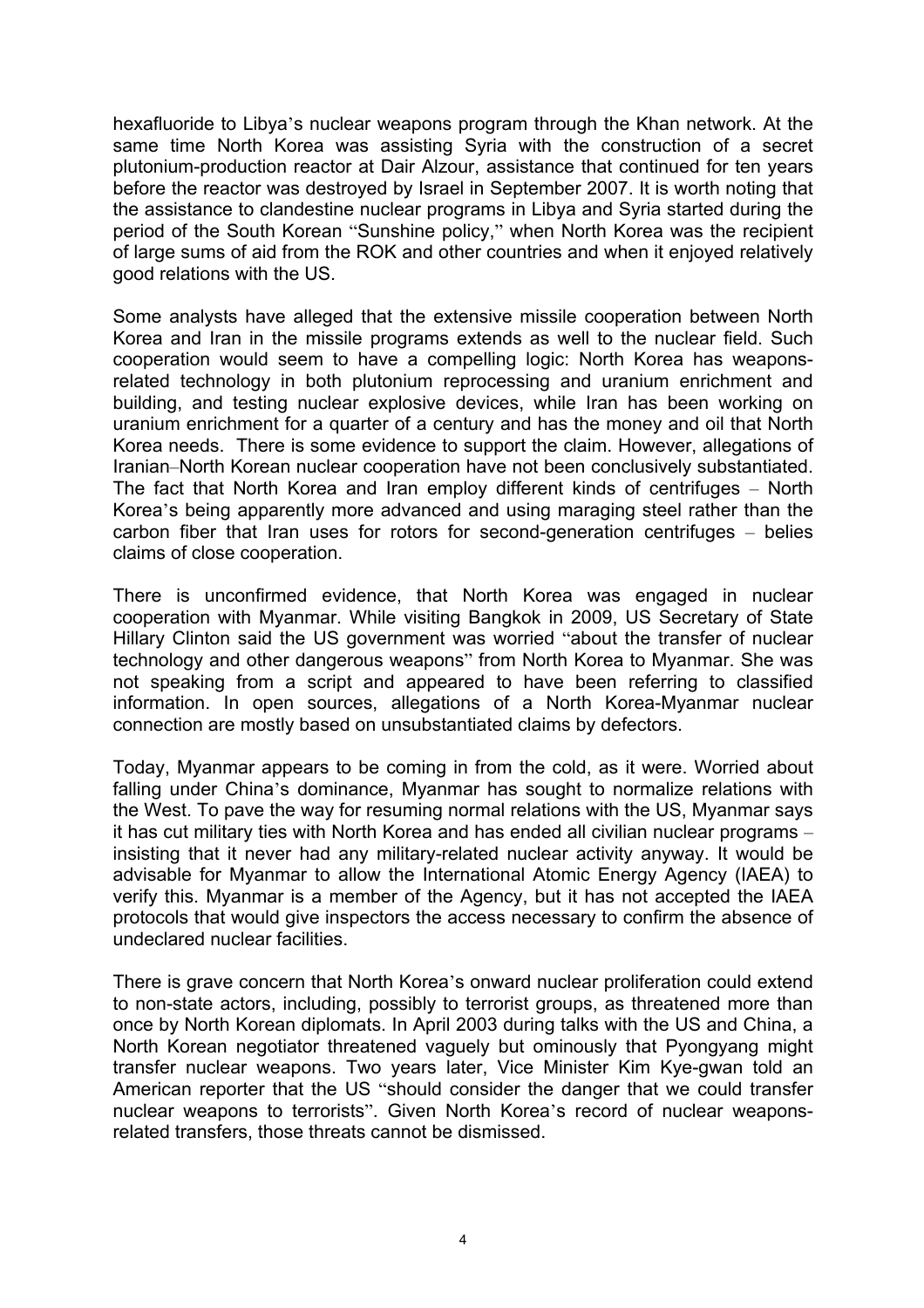hexafluoride to Libya's nuclear weapons program through the Khan network. At the same time North Korea was assisting Syria with the construction of a secret plutonium-production reactor at Dair Alzour, assistance that continued for ten years before the reactor was destroyed by Israel in September 2007. It is worth noting that the assistance to clandestine nuclear programs in Libya and Syria started during the period of the South Korean "Sunshine policy," when North Korea was the recipient of large sums of aid from the ROK and other countries and when it enjoyed relatively good relations with the US.

Some analysts have alleged that the extensive missile cooperation between North Korea and Iran in the missile programs extends as well to the nuclear field. Such cooperation would seem to have a compelling logic: North Korea has weapons-related technology in both plutonium reprocessing and uranium enrichment and building, and testing nuclear explosive devices, while Iran has been working on uranium enrichment for a quarter of a century and has the money and oil that North Korea needs. There is some evidence to support the claim. However, allegations of Iranian–North Korean nuclear cooperation have not been conclusively substantiated. The fact that North Korea and Iran employ different kinds of centrifuges – North Korea's being apparently more advanced and using maraging steel rather than the carbon fiber that Iran uses for rotors for second-generation centrifuges – belies claims of close cooperation.

There is unconfirmed evidence, that North Korea was engaged in nuclear cooperation with Myanmar. While visiting Bangkok in 2009, US Secretary of State Hillary Clinton said the US government was worried "about the transfer of nuclear technology and other dangerous weapons" from North Korea to Myanmar. She was not speaking from a script and appeared to have been referring to classified information. In open sources, allegations of a North Korea-Myanmar nuclear connection are mostly based on unsubstantiated claims by defectors.

Today, Myanmar appears to be coming in from the cold, as it were. Worried about falling under China's dominance, Myanmar has sought to normalize relations with the West. To pave the way for resuming normal relations with the US, Myanmar says it has cut military ties with North Korea and has ended all civilian nuclear programs – insisting that it never had any military-related nuclear activity anyway. It would be advisable for Myanmar to allow the International Atomic Energy Agency (IAEA) to verify this. Myanmar is a member of the Agency, but it has not accepted the IAEA protocols that would give inspectors the access necessary to confirm the absence of undeclared nuclear facilities.

There is grave concern that North Korea's onward nuclear proliferation could extend to non-state actors, including, possibly to terrorist groups, as threatened more than once by North Korean diplomats. In April 2003 during talks with the US and China, a North Korean negotiator threatened vaguely but ominously that Pyongyang might transfer nuclear weapons. Two years later, Vice Minister Kim Kye-gwan told an American reporter that the US "should consider the danger that we could transfer nuclear weapons to terrorists". Given North Korea's record of nuclear weapons-related transfers, those threats cannot be dismissed.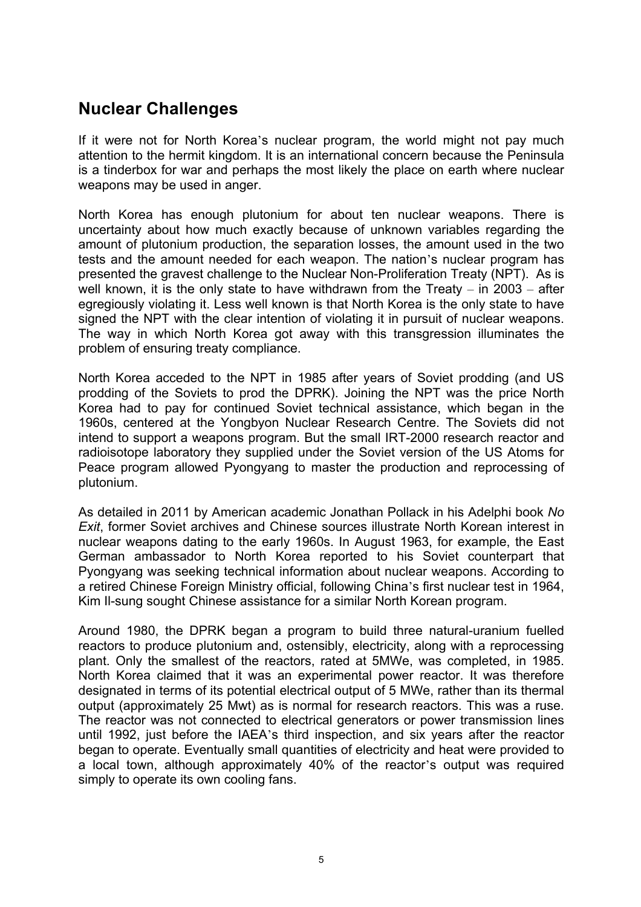## Nuclear Challenges

If it were not for North Korea's nuclear program, the world might not pay much attention to the hermit kingdom. It is an international concern because the Peninsula is a tinderbox for war and perhaps the most likely the place on earth where nuclear weapons may be used in anger.

North Korea has enough plutonium for about ten nuclear weapons. There is uncertainty about how much exactly because of unknown variables regarding the amount of plutonium production, the separation losses, the amount used in the two tests and the amount needed for each weapon. The nation's nuclear program has presented the gravest challenge to the Nuclear Non-Proliferation Treaty (NPT). As is well known, it is the only state to have withdrawn from the Treaty – in 2003 – after egregiously violating it. Less well known is that North Korea is the only state to have signed the NPT with the clear intention of violating it in pursuit of nuclear weapons. The way in which North Korea got away with this transgression illuminates the problem of ensuring treaty compliance.

North Korea acceded to the NPT in 1985 after years of Soviet prodding (and US prodding of the Soviets to prod the DPRK). Joining the NPT was the price North Korea had to pay for continued Soviet technical assistance, which began in the 1960s, centered at the Yongbyon Nuclear Research Centre. The Soviets did not intend to support a weapons program. But the small IRT-2000 research reactor and radioisotope laboratory they supplied under the Soviet version of the US Atoms for Peace program allowed Pyongyang to master the production and reprocessing of plutonium.

As detailed in 2011 by American academic Jonathan Pollack in his Adelphi book *No Exit*, former Soviet archives and Chinese sources illustrate North Korean interest in nuclear weapons dating to the early 1960s. In August 1963, for example, the East German ambassador to North Korea reported to his Soviet counterpart that Pyongyang was seeking technical information about nuclear weapons. According to a retired Chinese Foreign Ministry official, following China's first nuclear test in 1964, Kim Il-sung sought Chinese assistance for a similar North Korean program.

Around 1980, the DPRK began a program to build three natural-uranium fuelled reactors to produce plutonium and, ostensibly, electricity, along with a reprocessing plant. Only the smallest of the reactors, rated at 5MWe, was completed, in 1985. North Korea claimed that it was an experimental power reactor. It was therefore designated in terms of its potential electrical output of 5 MWe, rather than its thermal output (approximately 25 Mwt) as is normal for research reactors. This was a ruse. The reactor was not connected to electrical generators or power transmission lines until 1992, just before the IAEA's third inspection, and six years after the reactor began to operate. Eventually small quantities of electricity and heat were provided to a local town, although approximately 40% of the reactor's output was required simply to operate its own cooling fans.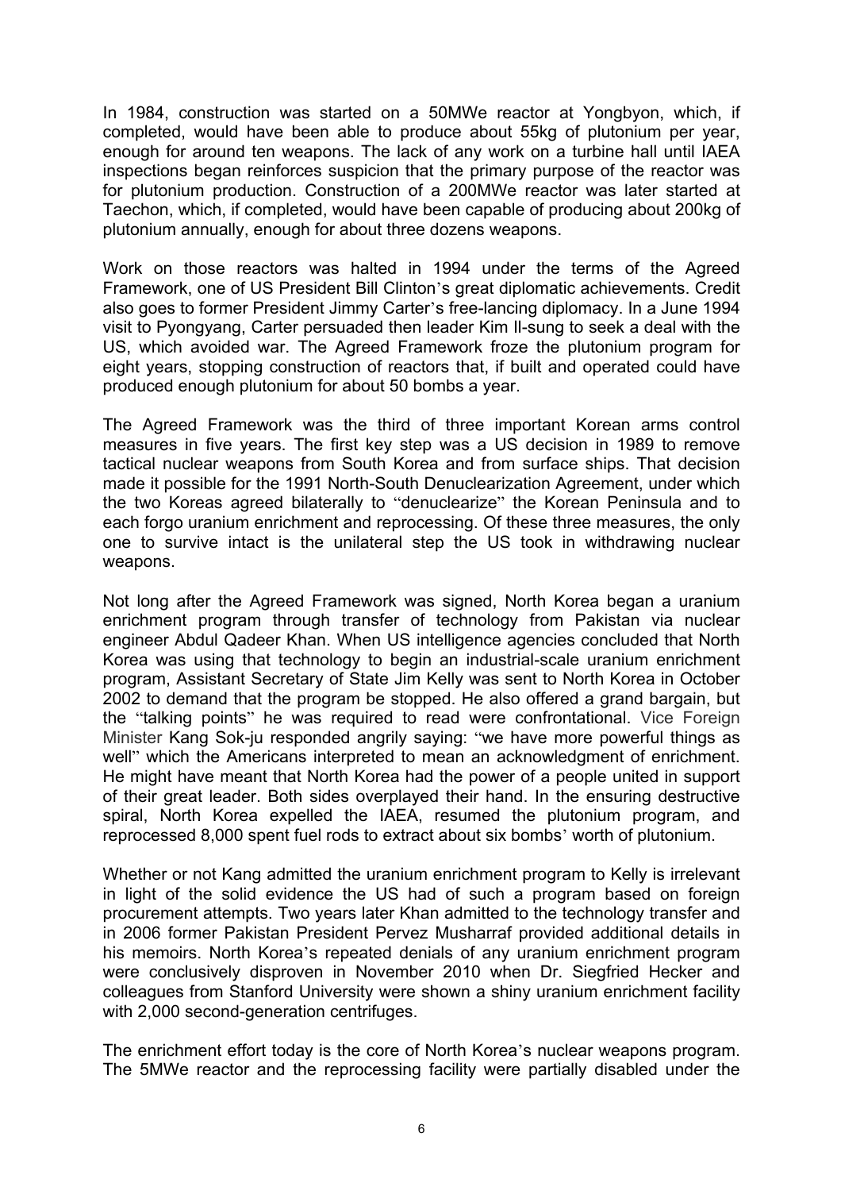In 1984, construction was started on a 50MWe reactor at Yongbyon, which, if completed, would have been able to produce about 55kg of plutonium per year, enough for around ten weapons. The lack of any work on a turbine hall until IAEA inspections began reinforces suspicion that the primary purpose of the reactor was for plutonium production. Construction of a 200MWe reactor was later started at Taechon, which, if completed, would have been capable of producing about 200kg of plutonium annually, enough for about three dozens weapons.

Work on those reactors was halted in 1994 under the terms of the Agreed Framework, one of US President Bill Clinton's great diplomatic achievements. Credit also goes to former President Jimmy Carter's free-lancing diplomacy. In a June 1994 visit to Pyongyang, Carter persuaded then leader Kim Il-sung to seek a deal with the US, which avoided war. The Agreed Framework froze the plutonium program for eight years, stopping construction of reactors that, if built and operated could have produced enough plutonium for about 50 bombs a year.

The Agreed Framework was the third of three important Korean arms control measures in five years. The first key step was a US decision in 1989 to remove tactical nuclear weapons from South Korea and from surface ships. That decision made it possible for the 1991 North-South Denuclearization Agreement, under which the two Koreas agreed bilaterally to "denuclearize" the Korean Peninsula and to each forgo uranium enrichment and reprocessing. Of these three measures, the only one to survive intact is the unilateral step the US took in withdrawing nuclear weapons.

Not long after the Agreed Framework was signed, North Korea began a uranium enrichment program through transfer of technology from Pakistan via nuclear engineer Abdul Qadeer Khan. When US intelligence agencies concluded that North Korea was using that technology to begin an industrial-scale uranium enrichment program, Assistant Secretary of State Jim Kelly was sent to North Korea in October 2002 to demand that the program be stopped. He also offered a grand bargain, but the "talking points" he was required to read were confrontational. Vice Foreign Minister Kang Sok-ju responded angrily saying: "we have more powerful things as well" which the Americans interpreted to mean an acknowledgment of enrichment. He might have meant that North Korea had the power of a people united in support of their great leader. Both sides overplayed their hand. In the ensuring destructive spiral, North Korea expelled the IAEA, resumed the plutonium program, and reprocessed 8,000 spent fuel rods to extract about six bombs' worth of plutonium.

Whether or not Kang admitted the uranium enrichment program to Kelly is irrelevant in light of the solid evidence the US had of such a program based on foreign procurement attempts. Two years later Khan admitted to the technology transfer and in 2006 former Pakistan President Pervez Musharraf provided additional details in his memoirs. North Korea's repeated denials of any uranium enrichment program were conclusively disproven in November 2010 when Dr. Siegfried Hecker and colleagues from Stanford University were shown a shiny uranium enrichment facility with 2,000 second-generation centrifuges.

The enrichment effort today is the core of North Korea's nuclear weapons program. The 5MWe reactor and the reprocessing facility were partially disabled under the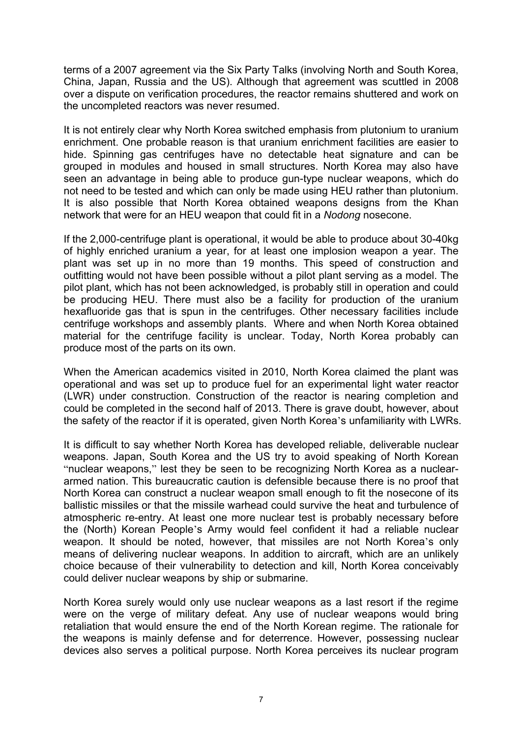terms of a 2007 agreement via the Six Party Talks (involving North and South Korea, China, Japan, Russia and the US). Although that agreement was scuttled in 2008 over a dispute on verification procedures, the reactor remains shuttered and work on the uncompleted reactors was never resumed.

It is not entirely clear why North Korea switched emphasis from plutonium to uranium enrichment. One probable reason is that uranium enrichment facilities are easier to hide. Spinning gas centrifuges have no detectable heat signature and can be grouped in modules and housed in small structures. North Korea may also have seen an advantage in being able to produce gun-type nuclear weapons, which do not need to be tested and which can only be made using HEU rather than plutonium. It is also possible that North Korea obtained weapons designs from the Khan network that were for an HEU weapon that could fit in a *Nodong* nosecone.

If the 2,000-centrifuge plant is operational, it would be able to produce about 30-40kg of highly enriched uranium a year, for at least one implosion weapon a year. The plant was set up in no more than 19 months. This speed of construction and outfitting would not have been possible without a pilot plant serving as a model. The pilot plant, which has not been acknowledged, is probably still in operation and could be producing HEU. There must also be a facility for production of the uranium hexafluoride gas that is spun in the centrifuges. Other necessary facilities include centrifuge workshops and assembly plants. Where and when North Korea obtained material for the centrifuge facility is unclear. Today, North Korea probably can produce most of the parts on its own.

When the American academics visited in 2010, North Korea claimed the plant was operational and was set up to produce fuel for an experimental light water reactor (LWR) under construction. Construction of the reactor is nearing completion and could be completed in the second half of 2013. There is grave doubt, however, about the safety of the reactor if it is operated, given North Korea's unfamiliarity with LWRs.

It is difficult to say whether North Korea has developed reliable, deliverable nuclear weapons. Japan, South Korea and the US try to avoid speaking of North Korean "nuclear weapons," lest they be seen to be recognizing North Korea as a nuclear-armed nation. This bureaucratic caution is defensible because there is no proof that North Korea can construct a nuclear weapon small enough to fit the nosecone of its ballistic missiles or that the missile warhead could survive the heat and turbulence of atmospheric re-entry. At least one more nuclear test is probably necessary before the (North) Korean People's Army would feel confident it had a reliable nuclear weapon. It should be noted, however, that missiles are not North Korea's only means of delivering nuclear weapons. In addition to aircraft, which are an unlikely choice because of their vulnerability to detection and kill, North Korea conceivably could deliver nuclear weapons by ship or submarine.

North Korea surely would only use nuclear weapons as a last resort if the regime were on the verge of military defeat. Any use of nuclear weapons would bring retaliation that would ensure the end of the North Korean regime. The rationale for the weapons is mainly defense and for deterrence. However, possessing nuclear devices also serves a political purpose. North Korea perceives its nuclear program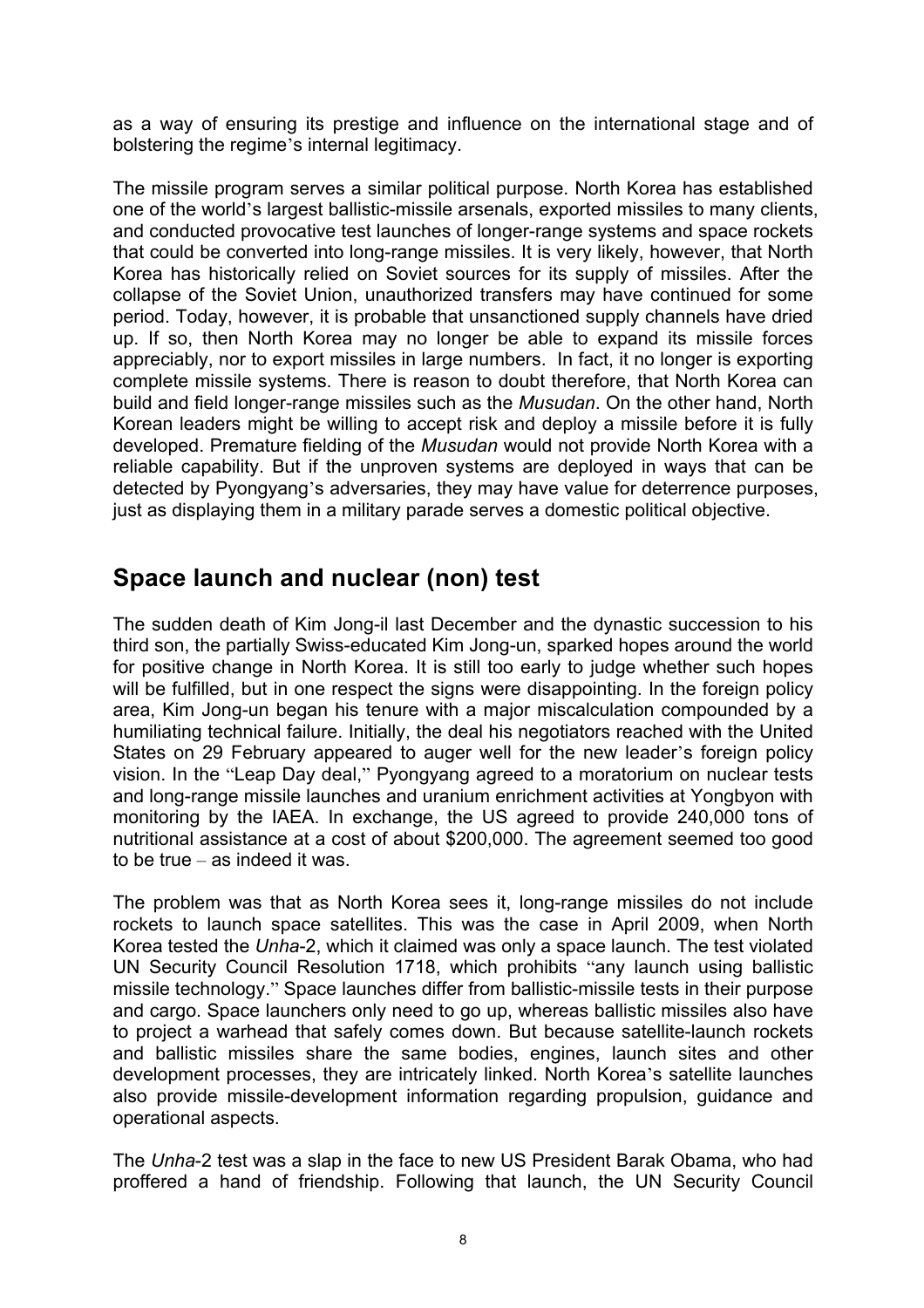as a way of ensuring its prestige and influence on the international stage and of bolstering the regime's internal legitimacy.

The missile program serves a similar political purpose. North Korea has established one of the world's largest ballistic-missile arsenals, exported missiles to many clients, and conducted provocative test launches of longer-range systems and space rockets that could be converted into long-range missiles. It is very likely, however, that North Korea has historically relied on Soviet sources for its supply of missiles. After the collapse of the Soviet Union, unauthorized transfers may have continued for some period. Today, however, it is probable that unsanctioned supply channels have dried up. If so, then North Korea may no longer be able to expand its missile forces appreciably, nor to export missiles in large numbers. In fact, it no longer is exporting complete missile systems. There is reason to doubt therefore, that North Korea can build and field longer-range missiles such as the *Musudan*. On the other hand, North Korean leaders might be willing to accept risk and deploy a missile before it is fully developed. Premature fielding of the *Musudan* would not provide North Korea with a reliable capability. But if the unproven systems are deployed in ways that can be detected by Pyongyang's adversaries, they may have value for deterrence purposes, just as displaying them in a military parade serves a domestic political objective.

## Space launch and nuclear (non) test

The sudden death of Kim Jong-il last December and the dynastic succession to his third son, the partially Swiss-educated Kim Jong-un, sparked hopes around the world for positive change in North Korea. It is still too early to judge whether such hopes will be fulfilled, but in one respect the signs were disappointing. In the foreign policy area, Kim Jong-un began his tenure with a major miscalculation compounded by a humiliating technical failure. Initially, the deal his negotiators reached with the United States on 29 February appeared to auger well for the new leader's foreign policy vision. In the "Leap Day deal," Pyongyang agreed to a moratorium on nuclear tests and long-range missile launches and uranium enrichment activities at Yongbyon with monitoring by the IAEA. In exchange, the US agreed to provide 240,000 tons of nutritional assistance at a cost of about $200,000. The agreement seemed too good to be true – as indeed it was.

The problem was that as North Korea sees it, long-range missiles do not include rockets to launch space satellites. This was the case in April 2009, when North Korea tested the *Unha*-2, which it claimed was only a space launch. The test violated UN Security Council Resolution 1718, which prohibits "any launch using ballistic missile technology." Space launches differ from ballistic-missile tests in their purpose and cargo. Space launchers only need to go up, whereas ballistic missiles also have to project a warhead that safely comes down. But because satellite-launch rockets and ballistic missiles share the same bodies, engines, launch sites and other development processes, they are intricately linked. North Korea's satellite launches also provide missile-development information regarding propulsion, guidance and operational aspects.

The *Unha*-2 test was a slap in the face to new US President Barak Obama, who had proffered a hand of friendship. Following that launch, the UN Security Council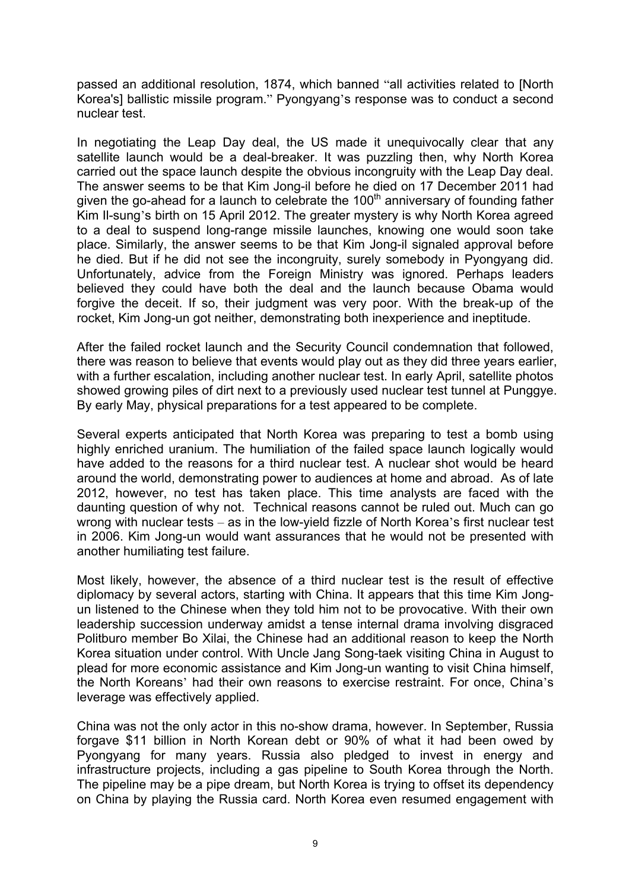passed an additional resolution, 1874, which banned "all activities related to [North Korea's] ballistic missile program." Pyongyang's response was to conduct a second nuclear test.

In negotiating the Leap Day deal, the US made it unequivocally clear that any satellite launch would be a deal-breaker. It was puzzling then, why North Korea carried out the space launch despite the obvious incongruity with the Leap Day deal. The answer seems to be that Kim Jong-il before he died on 17 December 2011 had given the go-ahead for a launch to celebrate the 100th anniversary of founding father Kim Il-sung's birth on 15 April 2012. The greater mystery is why North Korea agreed to a deal to suspend long-range missile launches, knowing one would soon take place. Similarly, the answer seems to be that Kim Jong-il signaled approval before he died. But if he did not see the incongruity, surely somebody in Pyongyang did. Unfortunately, advice from the Foreign Ministry was ignored. Perhaps leaders believed they could have both the deal and the launch because Obama would forgive the deceit. If so, their judgment was very poor. With the break-up of the rocket, Kim Jong-un got neither, demonstrating both inexperience and ineptitude.

After the failed rocket launch and the Security Council condemnation that followed, there was reason to believe that events would play out as they did three years earlier, with a further escalation, including another nuclear test. In early April, satellite photos showed growing piles of dirt next to a previously used nuclear test tunnel at Punggye. By early May, physical preparations for a test appeared to be complete.

Several experts anticipated that North Korea was preparing to test a bomb using highly enriched uranium. The humiliation of the failed space launch logically would have added to the reasons for a third nuclear test. A nuclear shot would be heard around the world, demonstrating power to audiences at home and abroad. As of late 2012, however, no test has taken place. This time analysts are faced with the daunting question of why not. Technical reasons cannot be ruled out. Much can go wrong with nuclear tests – as in the low-yield fizzle of North Korea's first nuclear test in 2006. Kim Jong-un would want assurances that he would not be presented with another humiliating test failure.

Most likely, however, the absence of a third nuclear test is the result of effective diplomacy by several actors, starting with China. It appears that this time Kim Jong-un listened to the Chinese when they told him not to be provocative. With their own leadership succession underway amidst a tense internal drama involving disgraced Politburo member Bo Xilai, the Chinese had an additional reason to keep the North Korea situation under control. With Uncle Jang Song-taek visiting China in August to plead for more economic assistance and Kim Jong-un wanting to visit China himself, the North Koreans' had their own reasons to exercise restraint. For once, China's leverage was effectively applied.

China was not the only actor in this no-show drama, however. In September, Russia forgave $11 billion in North Korean debt or 90% of what it had been owed by Pyongyang for many years. Russia also pledged to invest in energy and infrastructure projects, including a gas pipeline to South Korea through the North. The pipeline may be a pipe dream, but North Korea is trying to offset its dependency on China by playing the Russia card. North Korea even resumed engagement with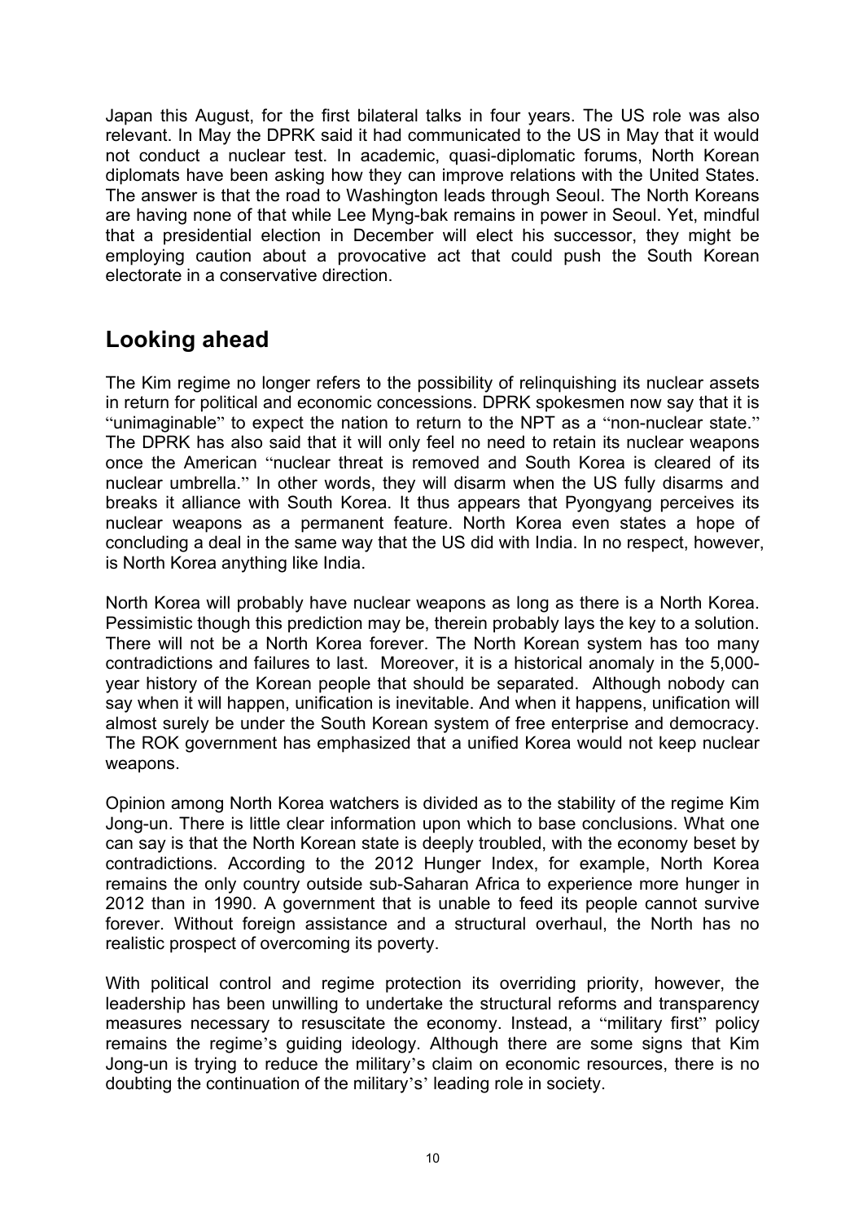Japan this August, for the first bilateral talks in four years. The US role was also relevant. In May the DPRK said it had communicated to the US in May that it would not conduct a nuclear test. In academic, quasi-diplomatic forums, North Korean diplomats have been asking how they can improve relations with the United States. The answer is that the road to Washington leads through Seoul. The North Koreans are having none of that while Lee Myng-bak remains in power in Seoul. Yet, mindful that a presidential election in December will elect his successor, they might be employing caution about a provocative act that could push the South Korean electorate in a conservative direction.

## Looking ahead

The Kim regime no longer refers to the possibility of relinquishing its nuclear assets in return for political and economic concessions. DPRK spokesmen now say that it is "unimaginable" to expect the nation to return to the NPT as a "non-nuclear state." The DPRK has also said that it will only feel no need to retain its nuclear weapons once the American "nuclear threat is removed and South Korea is cleared of its nuclear umbrella." In other words, they will disarm when the US fully disarms and breaks it alliance with South Korea. It thus appears that Pyongyang perceives its nuclear weapons as a permanent feature. North Korea even states a hope of concluding a deal in the same way that the US did with India. In no respect, however, is North Korea anything like India.

North Korea will probably have nuclear weapons as long as there is a North Korea. Pessimistic though this prediction may be, therein probably lays the key to a solution. There will not be a North Korea forever. The North Korean system has too many contradictions and failures to last. Moreover, it is a historical anomaly in the 5,000-year history of the Korean people that should be separated. Although nobody can say when it will happen, unification is inevitable. And when it happens, unification will almost surely be under the South Korean system of free enterprise and democracy. The ROK government has emphasized that a unified Korea would not keep nuclear weapons.

Opinion among North Korea watchers is divided as to the stability of the regime Kim Jong-un. There is little clear information upon which to base conclusions. What one can say is that the North Korean state is deeply troubled, with the economy beset by contradictions. According to the 2012 Hunger Index, for example, North Korea remains the only country outside sub-Saharan Africa to experience more hunger in 2012 than in 1990. A government that is unable to feed its people cannot survive forever. Without foreign assistance and a structural overhaul, the North has no realistic prospect of overcoming its poverty.

With political control and regime protection its overriding priority, however, the leadership has been unwilling to undertake the structural reforms and transparency measures necessary to resuscitate the economy. Instead, a "military first" policy remains the regime's guiding ideology. Although there are some signs that Kim Jong-un is trying to reduce the military's claim on economic resources, there is no doubting the continuation of the military's' leading role in society.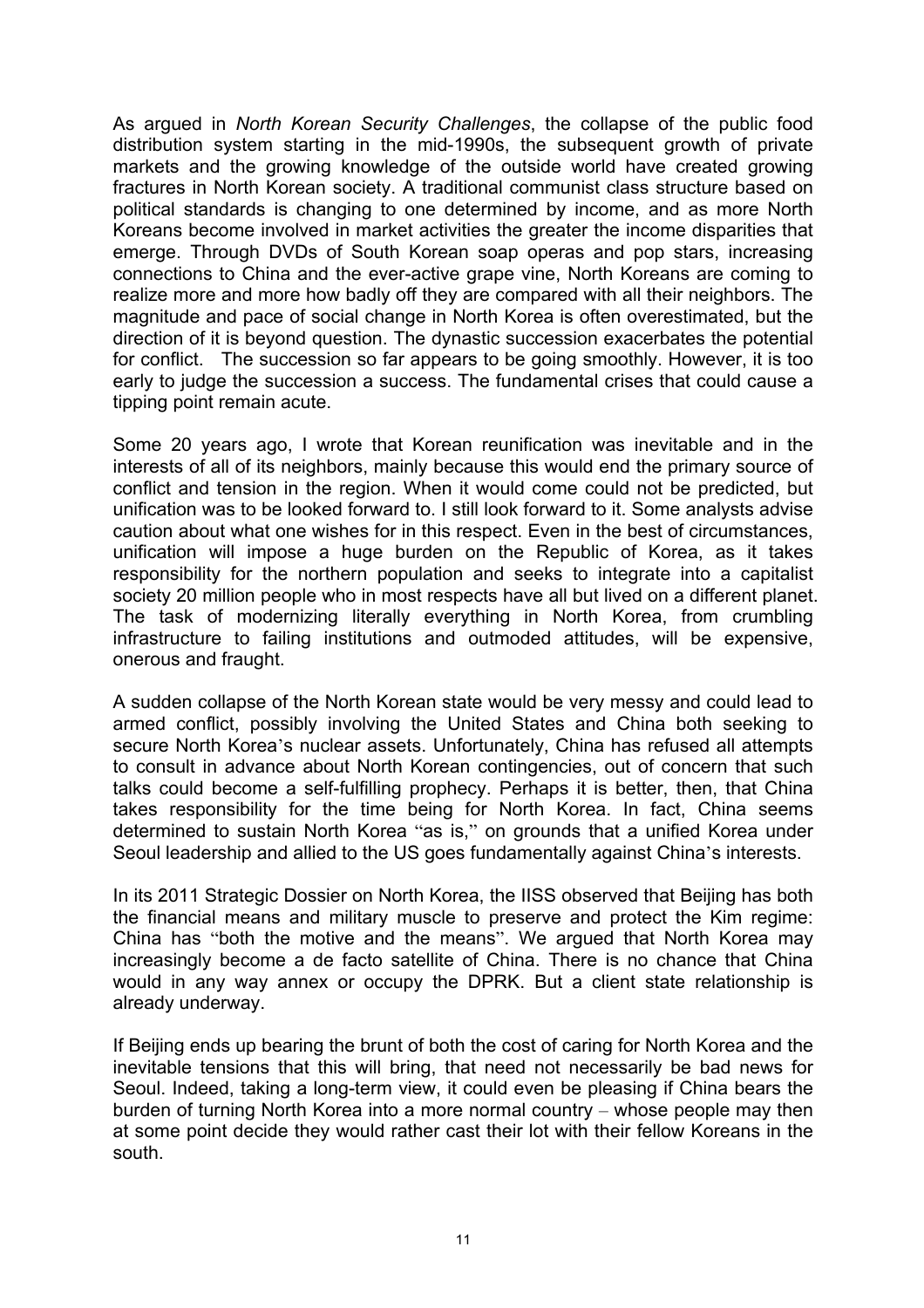As argued in *North Korean Security Challenges*, the collapse of the public food distribution system starting in the mid-1990s, the subsequent growth of private markets and the growing knowledge of the outside world have created growing fractures in North Korean society. A traditional communist class structure based on political standards is changing to one determined by income, and as more North Koreans become involved in market activities the greater the income disparities that emerge. Through DVDs of South Korean soap operas and pop stars, increasing connections to China and the ever-active grape vine, North Koreans are coming to realize more and more how badly off they are compared with all their neighbors. The magnitude and pace of social change in North Korea is often overestimated, but the direction of it is beyond question. The dynastic succession exacerbates the potential for conflict. The succession so far appears to be going smoothly. However, it is too early to judge the succession a success. The fundamental crises that could cause a tipping point remain acute.

Some 20 years ago, I wrote that Korean reunification was inevitable and in the interests of all of its neighbors, mainly because this would end the primary source of conflict and tension in the region. When it would come could not be predicted, but unification was to be looked forward to. I still look forward to it. Some analysts advise caution about what one wishes for in this respect. Even in the best of circumstances, unification will impose a huge burden on the Republic of Korea, as it takes responsibility for the northern population and seeks to integrate into a capitalist society 20 million people who in most respects have all but lived on a different planet. The task of modernizing literally everything in North Korea, from crumbling infrastructure to failing institutions and outmoded attitudes, will be expensive, onerous and fraught.

A sudden collapse of the North Korean state would be very messy and could lead to armed conflict, possibly involving the United States and China both seeking to secure North Korea's nuclear assets. Unfortunately, China has refused all attempts to consult in advance about North Korean contingencies, out of concern that such talks could become a self-fulfilling prophecy. Perhaps it is better, then, that China takes responsibility for the time being for North Korea. In fact, China seems determined to sustain North Korea "as is," on grounds that a unified Korea under Seoul leadership and allied to the US goes fundamentally against China's interests.

In its 2011 Strategic Dossier on North Korea, the IISS observed that Beijing has both the financial means and military muscle to preserve and protect the Kim regime: China has "both the motive and the means". We argued that North Korea may increasingly become a de facto satellite of China. There is no chance that China would in any way annex or occupy the DPRK. But a client state relationship is already underway.

If Beijing ends up bearing the brunt of both the cost of caring for North Korea and the inevitable tensions that this will bring, that need not necessarily be bad news for Seoul. Indeed, taking a long-term view, it could even be pleasing if China bears the burden of turning North Korea into a more normal country – whose people may then at some point decide they would rather cast their lot with their fellow Koreans in the south.